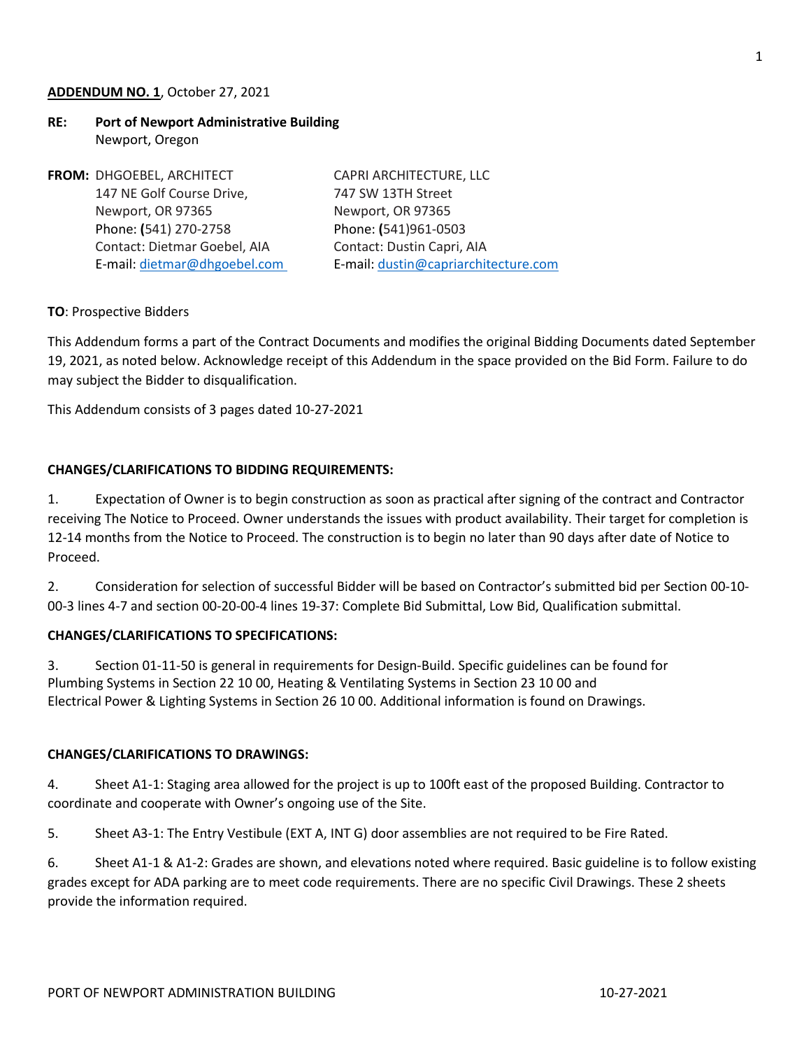**ADDENDUM NO. 1**, October 27, 2021

**RE: Port of Newport Administrative Building**
Newport, Oregon

**FROM:**

DHGOEBEL, ARCHITECT
147 NE Golf Course Drive,
Newport, OR 97365
Phone: (541) 270-2758
Contact: Dietmar Goebel, AIA
E-mail: dietmar@dhgoebel.com

CAPRI ARCHITECTURE, LLC
747 SW 13TH Street
Newport, OR 97365
Phone: (541)961-0503
Contact: Dustin Capri, AIA
E-mail: dustin@capriarchitecture.com

**TO**: Prospective Bidders

This Addendum forms a part of the Contract Documents and modifies the original Bidding Documents dated September 19, 2021, as noted below. Acknowledge receipt of this Addendum in the space provided on the Bid Form. Failure to do may subject the Bidder to disqualification.

This Addendum consists of 3 pages dated 10-27-2021

**CHANGES/CLARIFICATIONS TO BIDDING REQUIREMENTS:**

1. Expectation of Owner is to begin construction as soon as practical after signing of the contract and Contractor receiving The Notice to Proceed. Owner understands the issues with product availability. Their target for completion is 12-14 months from the Notice to Proceed. The construction is to begin no later than 90 days after date of Notice to Proceed.

2. Consideration for selection of successful Bidder will be based on Contractor's submitted bid per Section 00-10-00-3 lines 4-7 and section 00-20-00-4 lines 19-37: Complete Bid Submittal, Low Bid, Qualification submittal.

**CHANGES/CLARIFICATIONS TO SPECIFICATIONS:**

3. Section 01-11-50 is general in requirements for Design-Build. Specific guidelines can be found for Plumbing Systems in Section 22 10 00, Heating & Ventilating Systems in Section 23 10 00 and Electrical Power & Lighting Systems in Section 26 10 00. Additional information is found on Drawings.

**CHANGES/CLARIFICATIONS TO DRAWINGS:**

4. Sheet A1-1: Staging area allowed for the project is up to 100ft east of the proposed Building. Contractor to coordinate and cooperate with Owner's ongoing use of the Site.

5. Sheet A3-1: The Entry Vestibule (EXT A, INT G) door assemblies are not required to be Fire Rated.

6. Sheet A1-1 & A1-2: Grades are shown, and elevations noted where required. Basic guideline is to follow existing grades except for ADA parking are to meet code requirements. There are no specific Civil Drawings. These 2 sheets provide the information required.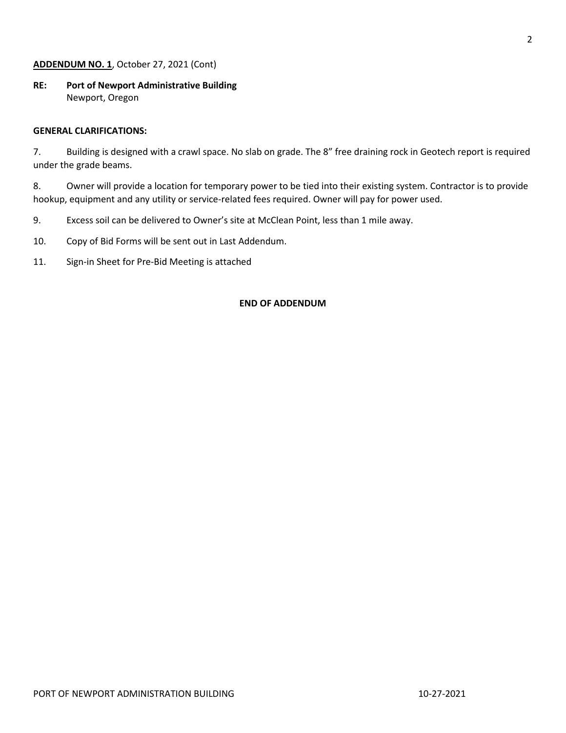**ADDENDUM NO. 1**, October 27, 2021 (Cont)

**RE: Port of Newport Administrative Building**
Newport, Oregon

**GENERAL CLARIFICATIONS:**

7. Building is designed with a crawl space. No slab on grade. The 8" free draining rock in Geotech report is required under the grade beams.

8. Owner will provide a location for temporary power to be tied into their existing system. Contractor is to provide hookup, equipment and any utility or service-related fees required. Owner will pay for power used.

9. Excess soil can be delivered to Owner's site at McClean Point, less than 1 mile away.

10. Copy of Bid Forms will be sent out in Last Addendum.

11. Sign-in Sheet for Pre-Bid Meeting is attached

**END OF ADDENDUM**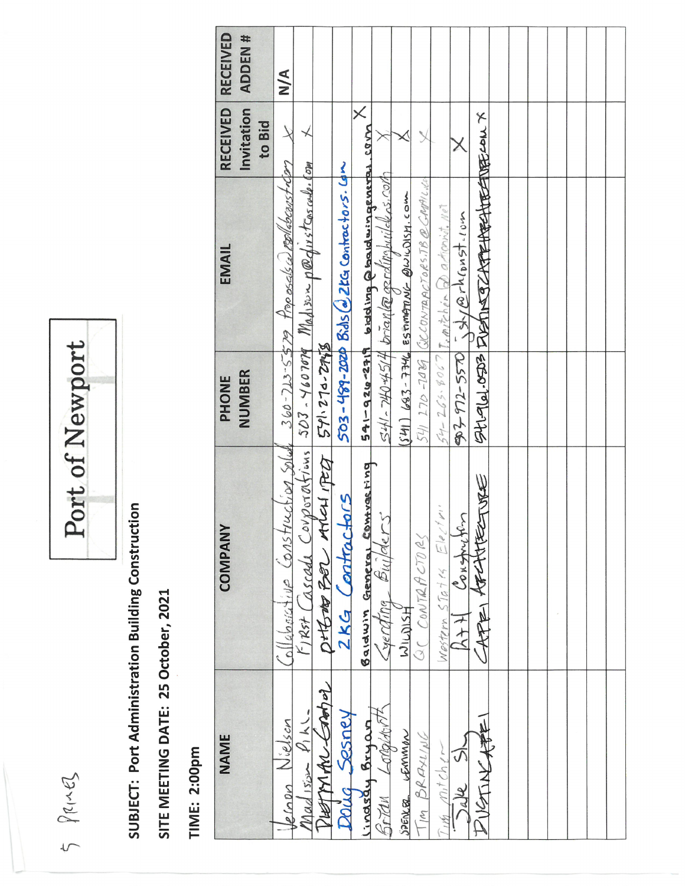5 Primes

Port of Newport

**SUBJECT: Port Administration Building Construction**

**SITE MEETING DATE: 25 October, 2021**

**TIME: 2:00pm**

| NAME | COMPANY | PHONE NUMBER | EMAIL | RECEIVED Invitation to Bid | RECEIVED ADDEN # |
|---|---|---|---|---|---|
| Vernon Nielsen | Collaborative Construction Solut. | 360-723-5579 | Proposals@collabconst.com | X | N/A |
| Madison Pike | First Cascade Corporations | 503-460-7079 | Madison p@firstcascade.com | X | |
| Dustin Capri | Capri Architecture | 541-270-2798 | | | |
| Doug Sesney | 2KG Contractors | 503-489-2020 | Bids@2KG Contractors.com | | |
| Lindsay Bryan | Baldwin General Contracting | 541-926-2719 | bidding@baldwingeneral.com | X | |
| Brian Longworth | Gerding Builders | 541-740-4514 | brian@gerdingbuilders.com | X | |
| Spencer Lemman | Wildish | (541) 683-7746 | estimating@wildish.com | X | |
| Tim Brayling | QC Contractors | 541 270-1086 | QCCONTRACTORS.TB@GMAIL.COM | X | |
| Tim Mitchell | Western States Electric | 541-265-8067 | T.mitchell@actionnet.net | | |
| Jake Sly | R+H Construction | 502-972-5570 | jsly@rhconst.com | X | |
| Dustin Capri | Capri Architecture | 541.961.0503 | Dustin@capriarchitecture.com | X | |
| | | | | | |
| | | | | | |
| | | | | | |
| | | | | | |
| | | | | | |
| | | | | | |
| | | | | | |
| | | | | | |